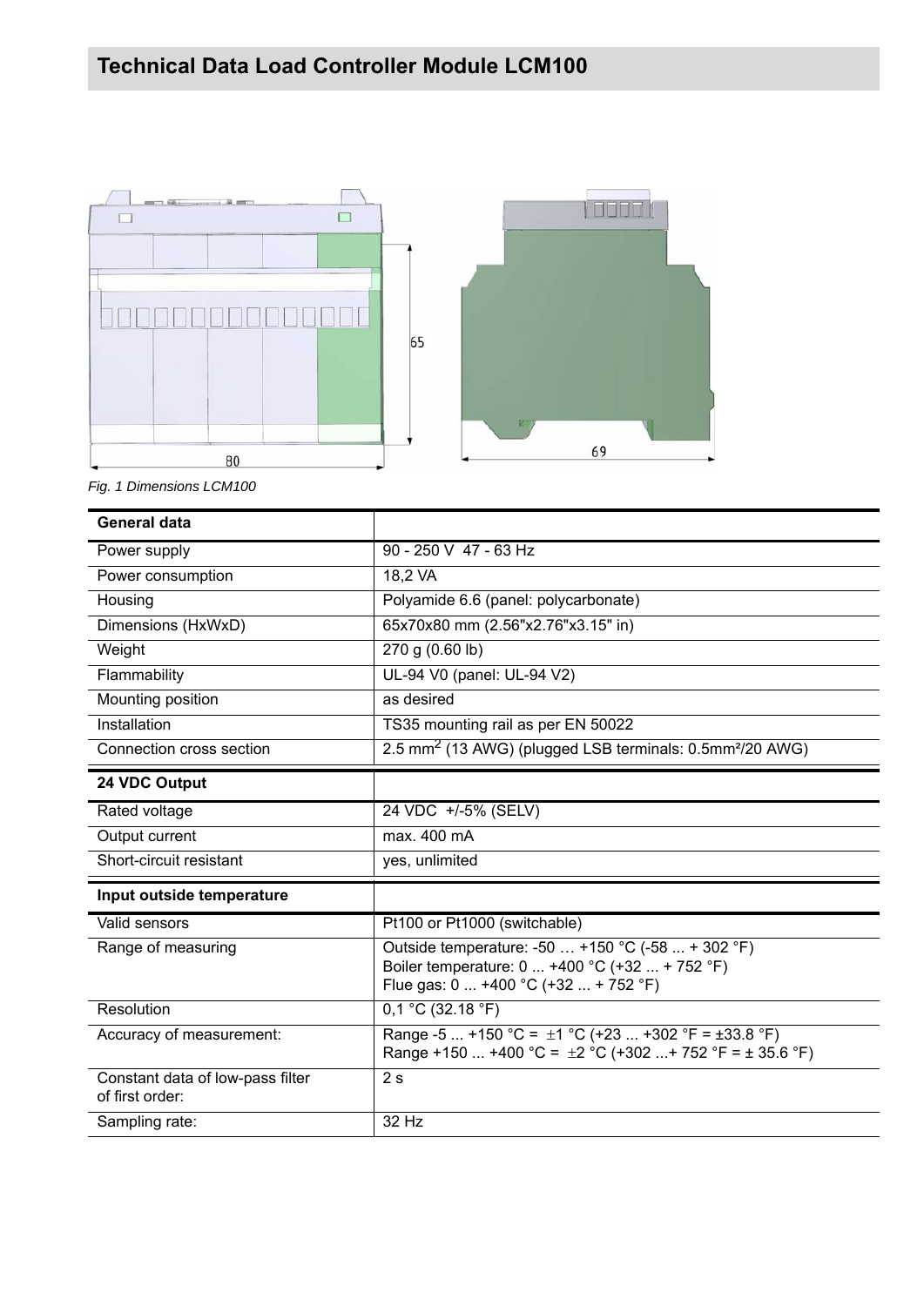# Technical Data Load Controller Module LCM100

*Fig. 1 Dimensions LCM100*

| General data | |
|---|---|
| Power supply | 90 - 250 V 47 - 63 Hz |
| Power consumption | 18,2 VA |
| Housing | Polyamide 6.6 (panel: polycarbonate) |
| Dimensions (HxWxD) | 65x70x80 mm (2.56"x2.76"x3.15" in) |
| Weight | 270 g (0.60 lb) |
| Flammability | UL-94 V0 (panel: UL-94 V2) |
| Mounting position | as desired |
| Installation | TS35 mounting rail as per EN 50022 |
| Connection cross section | 2.5 mm² (13 AWG) (plugged LSB terminals: 0.5mm²/20 AWG) |

| 24 VDC Output | |
|---|---|
| Rated voltage | 24 VDC +/-5% (SELV) |
| Output current | max. 400 mA |
| Short-circuit resistant | yes, unlimited |

| Input outside temperature | |
|---|---|
| Valid sensors | Pt100 or Pt1000 (switchable) |
| Range of measuring | Outside temperature: -50 … +150 °C (-58 ... + 302 °F)<br>Boiler temperature: 0 ... +400 °C (+32 ... + 752 °F)<br>Flue gas: 0 ... +400 °C (+32 ... + 752 °F) |
| Resolution | 0,1 °C (32.18 °F) |
| Accuracy of measurement: | Range -5 ... +150 °C = ±1 °C (+23 ... +302 °F = ±33.8 °F)<br>Range +150 ... +400 °C = ±2 °C (+302 ...+ 752 °F = ± 35.6 °F) |
| Constant data of low-pass filter of first order: | 2 s |
| Sampling rate: | 32 Hz |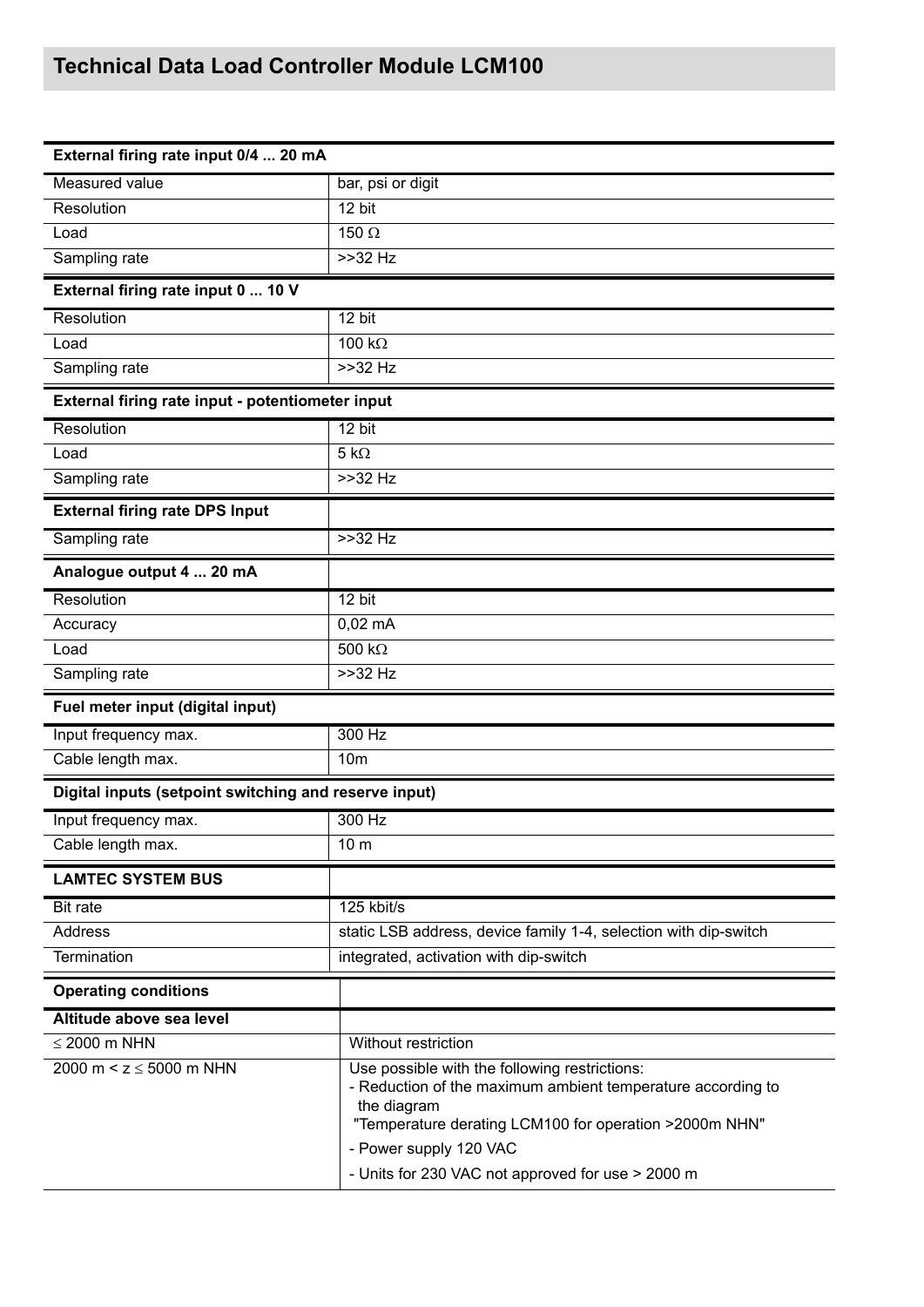## Technical Data Load Controller Module LCM100

| External firing rate input 0/4 ... 20 mA | |
|---|---|
| Measured value | bar, psi or digit |
| Resolution | 12 bit |
| Load | 150 Ω |
| Sampling rate | >>32 Hz |
| **External firing rate input 0 ... 10 V** | |
| Resolution | 12 bit |
| Load | 100 kΩ |
| Sampling rate | >>32 Hz |
| **External firing rate input - potentiometer input** | |
| Resolution | 12 bit |
| Load | 5 kΩ |
| Sampling rate | >>32 Hz |
| **External firing rate DPS Input** | |
| Sampling rate | >>32 Hz |
| **Analogue output 4 ... 20 mA** | |
| Resolution | 12 bit |
| Accuracy | 0,02 mA |
| Load | 500 kΩ |
| Sampling rate | >>32 Hz |
| **Fuel meter input (digital input)** | |
| Input frequency max. | 300 Hz |
| Cable length max. | 10m |
| **Digital inputs (setpoint switching and reserve input)** | |
| Input frequency max. | 300 Hz |
| Cable length max. | 10 m |
| **LAMTEC SYSTEM BUS** | |
| Bit rate | 125 kbit/s |
| Address | static LSB address, device family 1-4, selection with dip-switch |
| Termination | integrated, activation with dip-switch |

| Operating conditions | |
|---|---|
| **Altitude above sea level** | |
| ≤ 2000 m NHN | Without restriction |
| 2000 m < z ≤ 5000 m NHN | Use possible with the following restrictions:<br>- Reduction of the maximum ambient temperature according to the diagram "Temperature derating LCM100 for operation >2000m NHN"<br>- Power supply 120 VAC<br>- Units for 230 VAC not approved for use > 2000 m |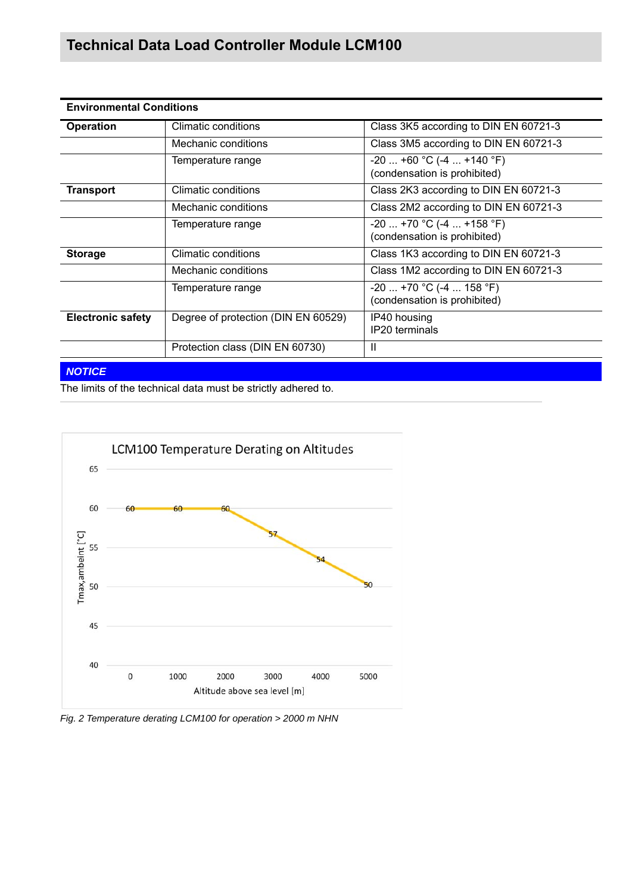# Technical Data Load Controller Module LCM100

| Environmental Conditions | | |
|---|---|---|
| **Operation** | Climatic conditions | Class 3K5 according to DIN EN 60721-3 |
| | Mechanic conditions | Class 3M5 according to DIN EN 60721-3 |
| | Temperature range | -20 ... +60 °C (-4 ... +140 °F)<br>(condensation is prohibited) |
| **Transport** | Climatic conditions | Class 2K3 according to DIN EN 60721-3 |
| | Mechanic conditions | Class 2M2 according to DIN EN 60721-3 |
| | Temperature range | -20 ... +70 °C (-4 ... +158 °F)<br>(condensation is prohibited) |
| **Storage** | Climatic conditions | Class 1K3 according to DIN EN 60721-3 |
| | Mechanic conditions | Class 1M2 according to DIN EN 60721-3 |
| | Temperature range | -20 ... +70 °C (-4 ... 158 °F)<br>(condensation is prohibited) |
| **Electronic safety** | Degree of protection (DIN EN 60529) | IP40 housing<br>IP20 terminals |
| | Protection class (DIN EN 60730) | II |

***NOTICE***

The limits of the technical data must be strictly adhered to.

LCM100 Temperature Derating on Altitudes

| Altitude above sea level [m] | 0 | 1000 | 2000 | 3000 | 4000 | 5000 |
|---|---|---|---|---|---|---|
| Tmax,ambeint [°C] | 60 | 60 | 60 | 57 | 54 | 50 |

*Fig. 2 Temperature derating LCM100 for operation > 2000 m NHN*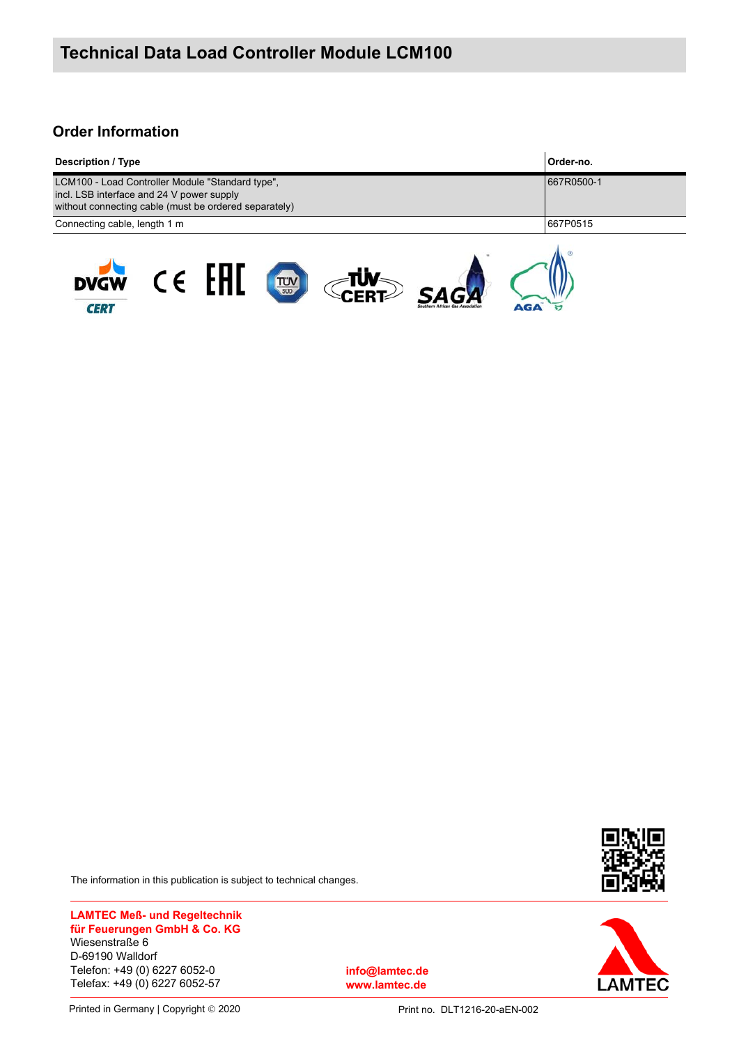# Technical Data Load Controller Module LCM100

## Order Information

| Description / Type | Order-no. |
|---|---|
| LCM100 - Load Controller Module "Standard type",<br>incl. LSB interface and 24 V power supply<br>without connecting cable (must be ordered separately) | 667R0500-1 |
| Connecting cable, length 1 m | 667P0515 |

The information in this publication is subject to technical changes.

**LAMTEC Meß- und Regeltechnik**
**für Feuerungen GmbH & Co. KG**
Wiesenstraße 6
D-69190 Walldorf
Telefon: +49 (0) 6227 6052-0
Telefax: +49 (0) 6227 6052-57

**info@lamtec.de**
**www.lamtec.de**

Printed in Germany | Copyright © 2020

Print no. DLT1216-20-aEN-002